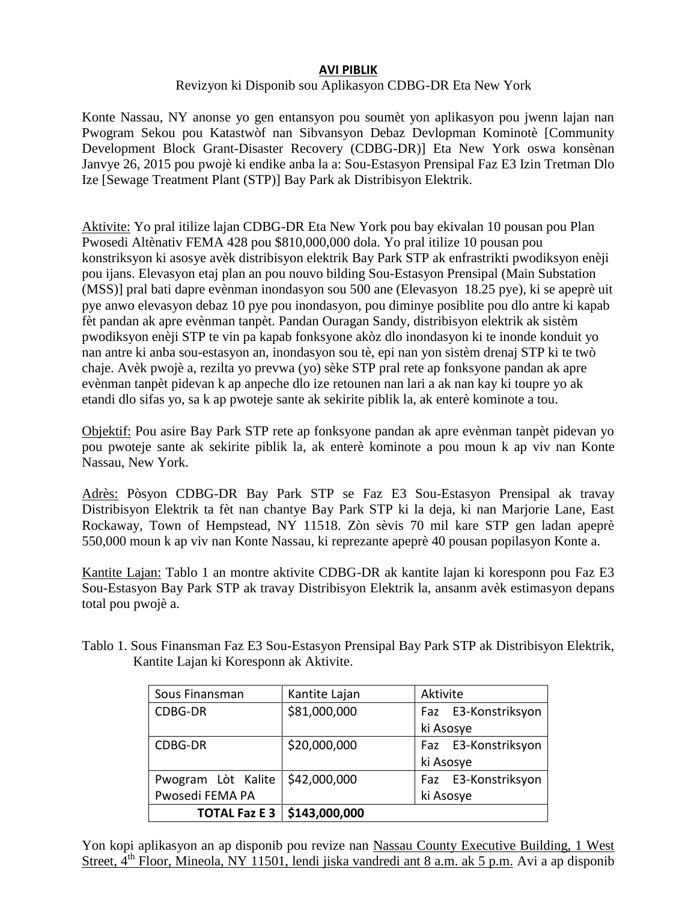**AVI PIBLIK**

Revizyon ki Disponib sou Aplikasyon CDBG-DR Eta New York

Konte Nassau, NY anonse yo gen entansyon pou soumèt yon aplikasyon pou jwenn lajan nan Pwogram Sekou pou Katastwòf nan Sibvansyon Debaz Devlopman Kominotè [Community Development Block Grant-Disaster Recovery (CDBG-DR)] Eta New York oswa konsènan Janvye 26, 2015 pou pwojè ki endike anba la a: Sou-Estasyon Prensipal Faz E3 Izin Tretman Dlo Ize [Sewage Treatment Plant (STP)] Bay Park ak Distribisyon Elektrik.

Aktivite: Yo pral itilize lajan CDBG-DR Eta New York pou bay ekivalan 10 pousan pou Plan Pwosedi Altènativ FEMA 428 pou $810,000,000 dola. Yo pral itilize 10 pousan pou konstriksyon ki asosye avèk distribisyon elektrik Bay Park STP ak enfrastrikti pwodiksyon enèji pou ijans. Elevasyon etaj plan an pou nouvo bilding Sou-Estasyon Prensipal (Main Substation (MSS)] pral bati dapre evènman inondasyon sou 500 ane (Elevasyon 18.25 pye), ki se apeprè uit pye anwo elevasyon debaz 10 pye pou inondasyon, pou diminye posiblite pou dlo antre ki kapab fèt pandan ak apre evènman tanpèt. Pandan Ouragan Sandy, distribisyon elektrik ak sistèm pwodiksyon enèji STP te vin pa kapab fonksyone akòz dlo inondasyon ki te inonde konduit yo nan antre ki anba sou-estasyon an, inondasyon sou tè, epi nan yon sistèm drenaj STP ki te twò chaje. Avèk pwojè a, rezilta yo prevwa (yo) sèke STP pral rete ap fonksyone pandan ak apre evènman tanpèt pidevan k ap anpeche dlo ize retounen nan lari a ak nan kay ki toupre yo ak etandi dlo sifas yo, sa k ap pwoteje sante ak sekirite piblik la, ak enterè kominote a tou.

Objektif: Pou asire Bay Park STP rete ap fonksyone pandan ak apre evènman tanpèt pidevan yo pou pwoteje sante ak sekirite piblik la, ak enterè kominote a pou moun k ap viv nan Konte Nassau, New York.

Adrès: Pòsyon CDBG-DR Bay Park STP se Faz E3 Sou-Estasyon Prensipal ak travay Distribisyon Elektrik ta fèt nan chantye Bay Park STP ki la deja, ki nan Marjorie Lane, East Rockaway, Town of Hempstead, NY 11518. Zòn sèvis 70 mil kare STP gen ladan apeprè 550,000 moun k ap viv nan Konte Nassau, ki reprezante apeprè 40 pousan popilasyon Konte a.

Kantite Lajan: Tablo 1 an montre aktivite CDBG-DR ak kantite lajan ki koresponn pou Faz E3 Sou-Estasyon Bay Park STP ak travay Distribisyon Elektrik la, ansanm avèk estimasyon depans total pou pwojè a.

Tablo 1. Sous Finansman Faz E3 Sou-Estasyon Prensipal Bay Park STP ak Distribisyon Elektrik, Kantite Lajan ki Koresponn ak Aktivite.

| Sous Finansman | Kantite Lajan | Aktivite |
|---|---|---|
| CDBG-DR | $81,000,000 | Faz E3-Konstriksyon ki Asosye |
| CDBG-DR | $20,000,000 | Faz E3-Konstriksyon ki Asosye |
| Pwogram Lòt Kalite Pwosedi FEMA PA | $42,000,000 | Faz E3-Konstriksyon ki Asosye |
| **TOTAL Faz E 3** | **$143,000,000** | |

Yon kopi aplikasyon an ap disponib pou revize nan Nassau County Executive Building, 1 West Street, 4th Floor, Mineola, NY 11501, lendi jiska vandredi ant 8 a.m. ak 5 p.m. Avi a ap disponib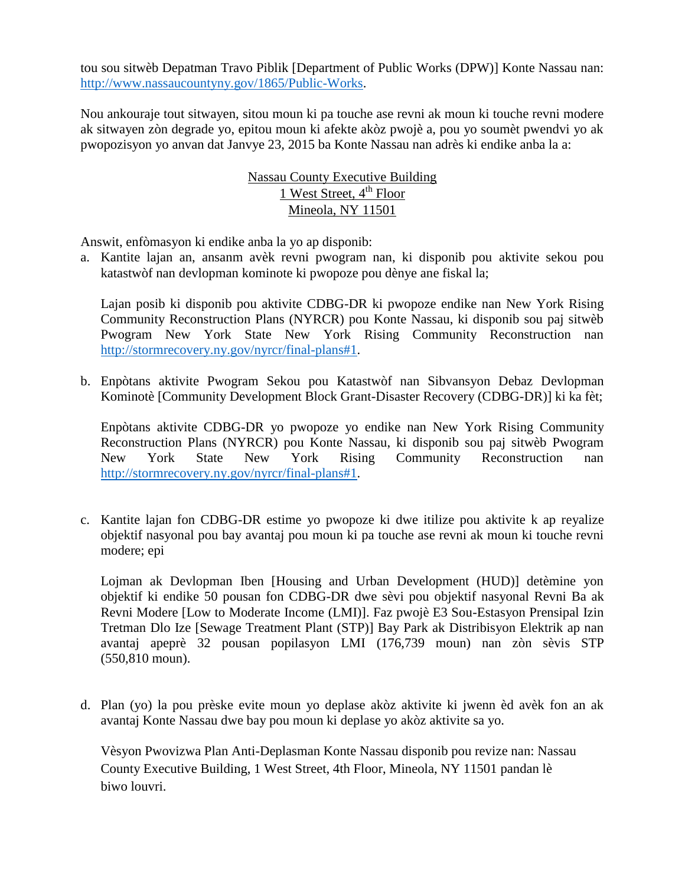tou sou sitwèb Depatman Travo Piblik [Department of Public Works (DPW)] Konte Nassau nan: http://www.nassaucountyny.gov/1865/Public-Works.

Nou ankouraje tout sitwayen, sitou moun ki pa touche ase revni ak moun ki touche revni modere ak sitwayen zòn degrade yo, epitou moun ki afekte akòz pwojè a, pou yo soumèt pwendvi yo ak pwopozisyon yo anvan dat Janvye 23, 2015 ba Konte Nassau nan adrès ki endike anba la a:

Nassau County Executive Building
1 West Street, 4th Floor
Mineola, NY 11501

Answit, enfòmasyon ki endike anba la yo ap disponib:

a. Kantite lajan an, ansanm avèk revni pwogram nan, ki disponib pou aktivite sekou pou katastwòf nan devlopman kominote ki pwopoze pou dènye ane fiskal la;

   Lajan posib ki disponib pou aktivite CDBG-DR ki pwopoze endike nan New York Rising Community Reconstruction Plans (NYRCR) pou Konte Nassau, ki disponib sou paj sitwèb Pwogram New York State New York Rising Community Reconstruction nan http://stormrecovery.ny.gov/nyrcr/final-plans#1.

b. Enpòtans aktivite Pwogram Sekou pou Katastwòf nan Sibvansyon Debaz Devlopman Kominotè [Community Development Block Grant-Disaster Recovery (CDBG-DR)] ki ka fèt;

   Enpòtans aktivite CDBG-DR yo pwopoze yo endike nan New York Rising Community Reconstruction Plans (NYRCR) pou Konte Nassau, ki disponib sou paj sitwèb Pwogram New York State New York Rising Community Reconstruction nan http://stormrecovery.ny.gov/nyrcr/final-plans#1.

c. Kantite lajan fon CDBG-DR estime yo pwopoze ki dwe itilize pou aktivite k ap reyalize objektif nasyonal pou bay avantaj pou moun ki pa touche ase revni ak moun ki touche revni modere; epi

   Lojman ak Devlopman Iben [Housing and Urban Development (HUD)] detèmine yon objektif ki endike 50 pousan fon CDBG-DR dwe sèvi pou objektif nasyonal Revni Ba ak Revni Modere [Low to Moderate Income (LMI)]. Faz pwojè E3 Sou-Estasyon Prensipal Izin Tretman Dlo Ize [Sewage Treatment Plant (STP)] Bay Park ak Distribisyon Elektrik ap nan avantaj apeprè 32 pousan popilasyon LMI (176,739 moun) nan zòn sèvis STP (550,810 moun).

d. Plan (yo) la pou prèske evite moun yo deplase akòz aktivite ki jwenn èd avèk fon an ak avantaj Konte Nassau dwe bay pou moun ki deplase yo akòz aktivite sa yo.

   Vèsyon Pwovizwa Plan Anti-Deplasman Konte Nassau disponib pou revize nan: Nassau County Executive Building, 1 West Street, 4th Floor, Mineola, NY 11501 pandan lè biwo louvri.